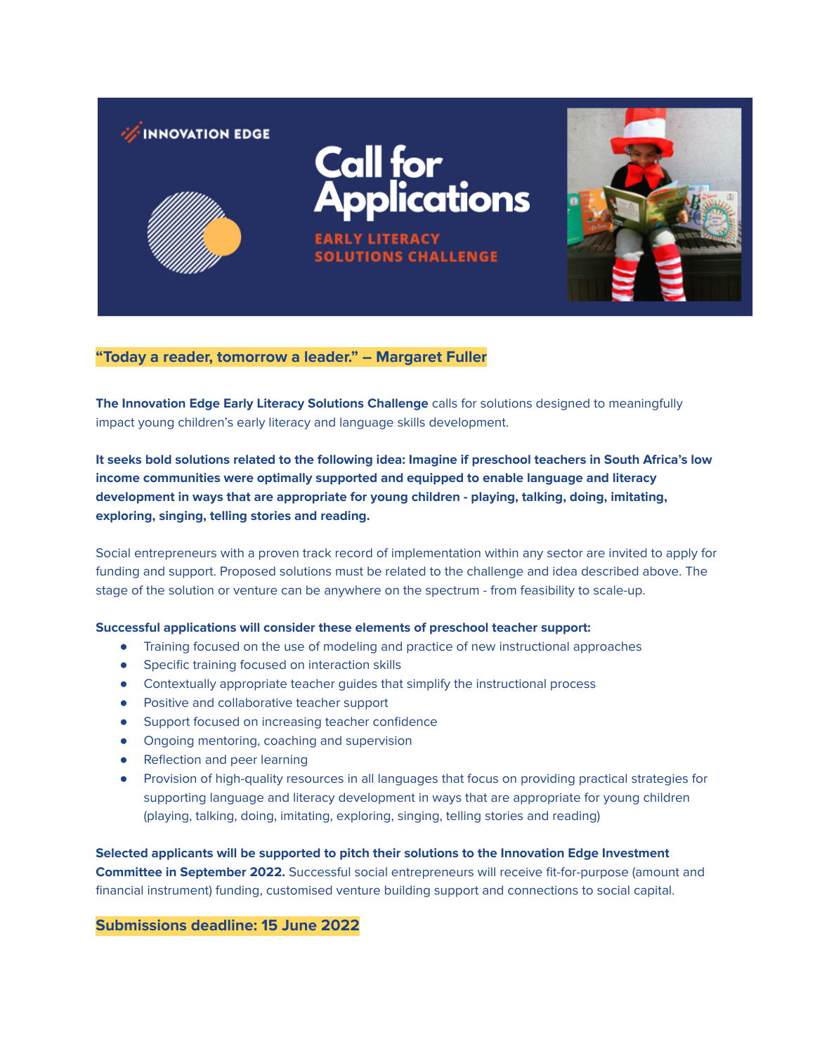INNOVATION EDGE

# Call for Applications

## EARLY LITERACY SOLUTIONS CHALLENGE

**"Today a reader, tomorrow a leader." – Margaret Fuller**

**The Innovation Edge Early Literacy Solutions Challenge** calls for solutions designed to meaningfully impact young children's early literacy and language skills development.

**It seeks bold solutions related to the following idea: Imagine if preschool teachers in South Africa's low income communities were optimally supported and equipped to enable language and literacy development in ways that are appropriate for young children - playing, talking, doing, imitating, exploring, singing, telling stories and reading.**

Social entrepreneurs with a proven track record of implementation within any sector are invited to apply for funding and support. Proposed solutions must be related to the challenge and idea described above. The stage of the solution or venture can be anywhere on the spectrum - from feasibility to scale-up.

**Successful applications will consider these elements of preschool teacher support:**

- Training focused on the use of modeling and practice of new instructional approaches
- Specific training focused on interaction skills
- Contextually appropriate teacher guides that simplify the instructional process
- Positive and collaborative teacher support
- Support focused on increasing teacher confidence
- Ongoing mentoring, coaching and supervision
- Reflection and peer learning
- Provision of high-quality resources in all languages that focus on providing practical strategies for supporting language and literacy development in ways that are appropriate for young children (playing, talking, doing, imitating, exploring, singing, telling stories and reading)

**Selected applicants will be supported to pitch their solutions to the Innovation Edge Investment Committee in September 2022.** Successful social entrepreneurs will receive fit-for-purpose (amount and financial instrument) funding, customised venture building support and connections to social capital.

**Submissions deadline: 15 June 2022**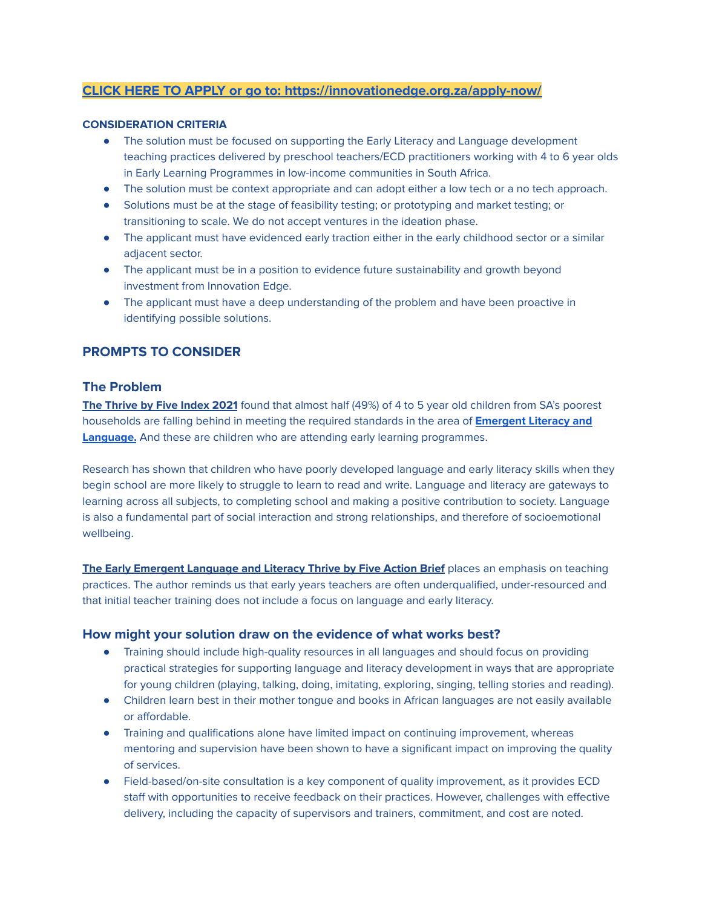**[CLICK HERE TO APPLY or go to: https://innovationedge.org.za/apply-now/](https://innovationedge.org.za/apply-now/)**

**CONSIDERATION CRITERIA**

- The solution must be focused on supporting the Early Literacy and Language development teaching practices delivered by preschool teachers/ECD practitioners working with 4 to 6 year olds in Early Learning Programmes in low-income communities in South Africa.
- The solution must be context appropriate and can adopt either a low tech or a no tech approach.
- Solutions must be at the stage of feasibility testing; or prototyping and market testing; or transitioning to scale. We do not accept ventures in the ideation phase.
- The applicant must have evidenced early traction either in the early childhood sector or a similar adjacent sector.
- The applicant must be in a position to evidence future sustainability and growth beyond investment from Innovation Edge.
- The applicant must have a deep understanding of the problem and have been proactive in identifying possible solutions.

## PROMPTS TO CONSIDER

### The Problem

**The Thrive by Five Index 2021** found that almost half (49%) of 4 to 5 year old children from SA's poorest households are falling behind in meeting the required standards in the area of **Emergent Literacy and Language.** And these are children who are attending early learning programmes.

Research has shown that children who have poorly developed language and early literacy skills when they begin school are more likely to struggle to learn to read and write. Language and literacy are gateways to learning across all subjects, to completing school and making a positive contribution to society. Language is also a fundamental part of social interaction and strong relationships, and therefore of socioemotional wellbeing.

**The Early Emergent Language and Literacy Thrive by Five Action Brief** places an emphasis on teaching practices. The author reminds us that early years teachers are often underqualified, under-resourced and that initial teacher training does not include a focus on language and early literacy.

### How might your solution draw on the evidence of what works best?

- Training should include high-quality resources in all languages and should focus on providing practical strategies for supporting language and literacy development in ways that are appropriate for young children (playing, talking, doing, imitating, exploring, singing, telling stories and reading).
- Children learn best in their mother tongue and books in African languages are not easily available or affordable.
- Training and qualifications alone have limited impact on continuing improvement, whereas mentoring and supervision have been shown to have a significant impact on improving the quality of services.
- Field-based/on-site consultation is a key component of quality improvement, as it provides ECD staff with opportunities to receive feedback on their practices. However, challenges with effective delivery, including the capacity of supervisors and trainers, commitment, and cost are noted.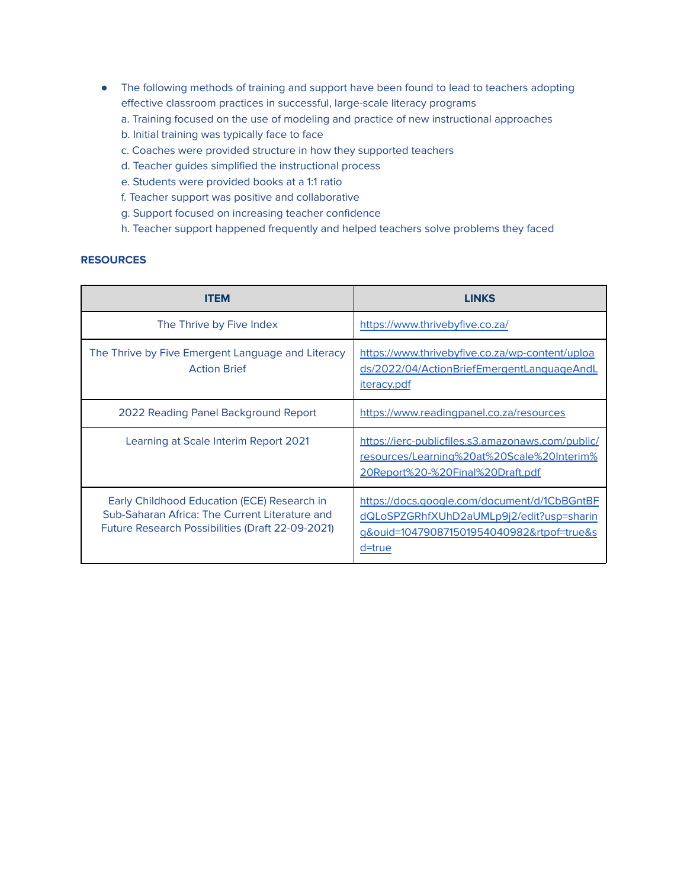- The following methods of training and support have been found to lead to teachers adopting effective classroom practices in successful, large-scale literacy programs
  a. Training focused on the use of modeling and practice of new instructional approaches
  b. Initial training was typically face to face
  c. Coaches were provided structure in how they supported teachers
  d. Teacher guides simplified the instructional process
  e. Students were provided books at a 1:1 ratio
  f. Teacher support was positive and collaborative
  g. Support focused on increasing teacher confidence
  h. Teacher support happened frequently and helped teachers solve problems they faced

**RESOURCES**

| ITEM | LINKS |
| --- | --- |
| The Thrive by Five Index | https://www.thrivebyfive.co.za/ |
| The Thrive by Five Emergent Language and Literacy Action Brief | https://www.thrivebyfive.co.za/wp-content/uploads/2022/04/ActionBriefEmergentLanguageAndLiteracy.pdf |
| 2022 Reading Panel Background Report | https://www.readingpanel.co.za/resources |
| Learning at Scale Interim Report 2021 | https://ierc-publicfiles.s3.amazonaws.com/public/resources/Learning%20at%20Scale%20Interim%20Report%20-%20Final%20Draft.pdf |
| Early Childhood Education (ECE) Research in Sub-Saharan Africa: The Current Literature and Future Research Possibilities (Draft 22-09-2021) | https://docs.google.com/document/d/1CbBGntBFdQLoSPZGRhfXUhD2aUMLp9j2/edit?usp=sharing&ouid=104790871501954040982&rtpof=true&sd=true |